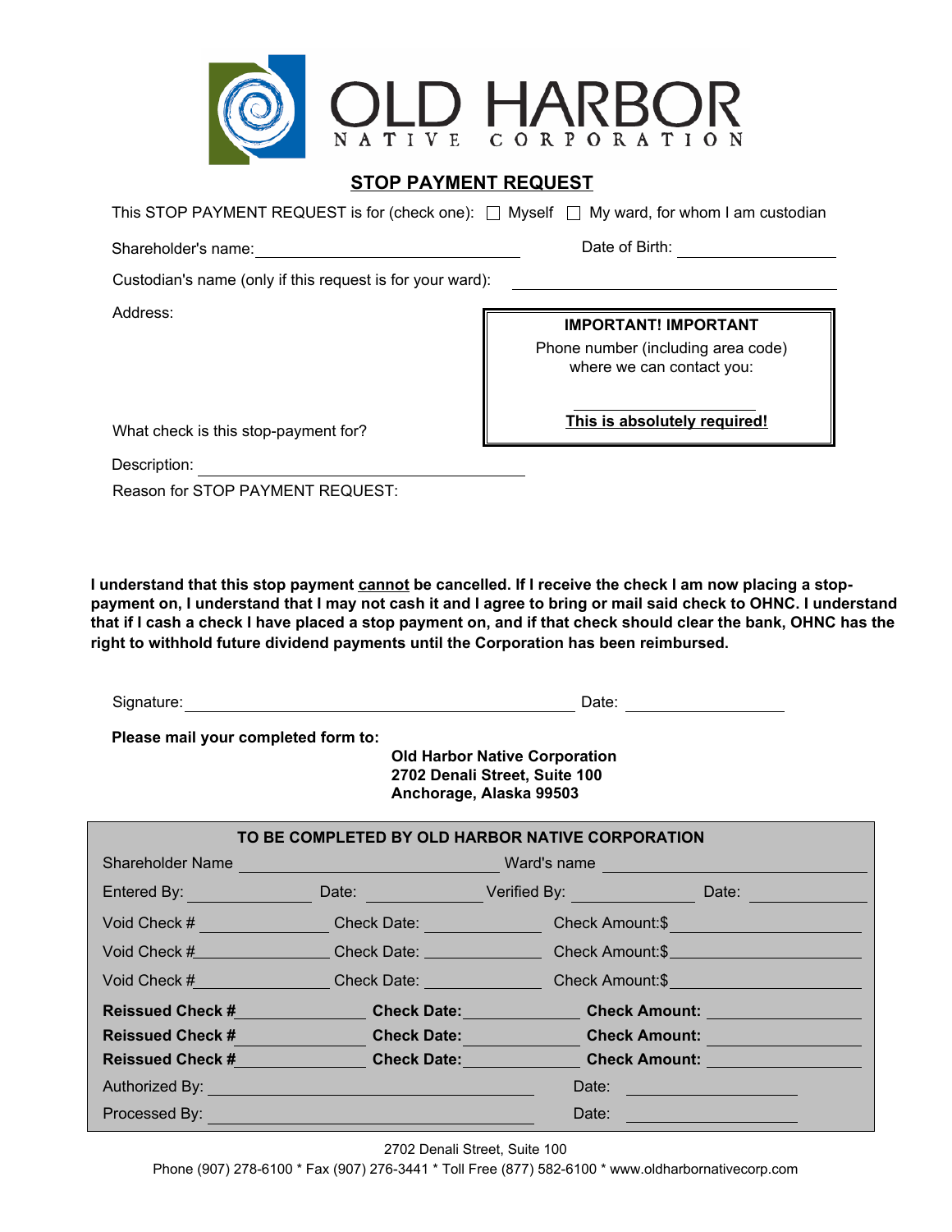# OLD HARBOR

NATIVE CORPORATION

## STOP PAYMENT REQUEST

This STOP PAYMENT REQUEST is for (check one): ☐ Myself ☐ My ward, for whom I am custodian

Shareholder's name: ______________________________ Date of Birth: ________________

Custodian's name (only if this request is for your ward): ______________________________

Address:

**IMPORTANT! IMPORTANT**

Phone number (including area code) where we can contact you:

______________________

**This is absolutely required!**

What check is this stop-payment for?

Description: ______________________________

Reason for STOP PAYMENT REQUEST:

**I understand that this stop payment cannot be cancelled. If I receive the check I am now placing a stop-payment on, I understand that I may not cash it and I agree to bring or mail said check to OHNC. I understand that if I cash a check I have placed a stop payment on, and if that check should clear the bank, OHNC has the right to withhold future dividend payments until the Corporation has been reimbursed.**

Signature: ______________________________________ Date: ________________

**Please mail your completed form to:**

**Old Harbor Native Corporation**
**2702 Denali Street, Suite 100**
**Anchorage, Alaska 99503**

| TO BE COMPLETED BY OLD HARBOR NATIVE CORPORATION | | | |
|---|---|---|---|
| Shareholder Name ______________ | | Ward's name ______________ | |
| Entered By: ________ | Date: ________ | Verified By: ________ | Date: ________ |
| Void Check # ________ | Check Date: ________ | Check Amount:$ ________ | |
| Void Check # ________ | Check Date: ________ | Check Amount:$ ________ | |
| Void Check # ________ | Check Date: ________ | Check Amount:$ ________ | |
| **Reissued Check #** ________ | **Check Date:** ________ | **Check Amount:** ________ | |
| **Reissued Check #** ________ | **Check Date:** ________ | **Check Amount:** ________ | |
| **Reissued Check #** ________ | **Check Date:** ________ | **Check Amount:** ________ | |
| Authorized By: ______________ | | Date: ________ | |
| Processed By: ______________ | | Date: ________ | |

2702 Denali Street, Suite 100
Phone (907) 278-6100 * Fax (907) 276-3441 * Toll Free (877) 582-6100 * www.oldharbornativecorp.com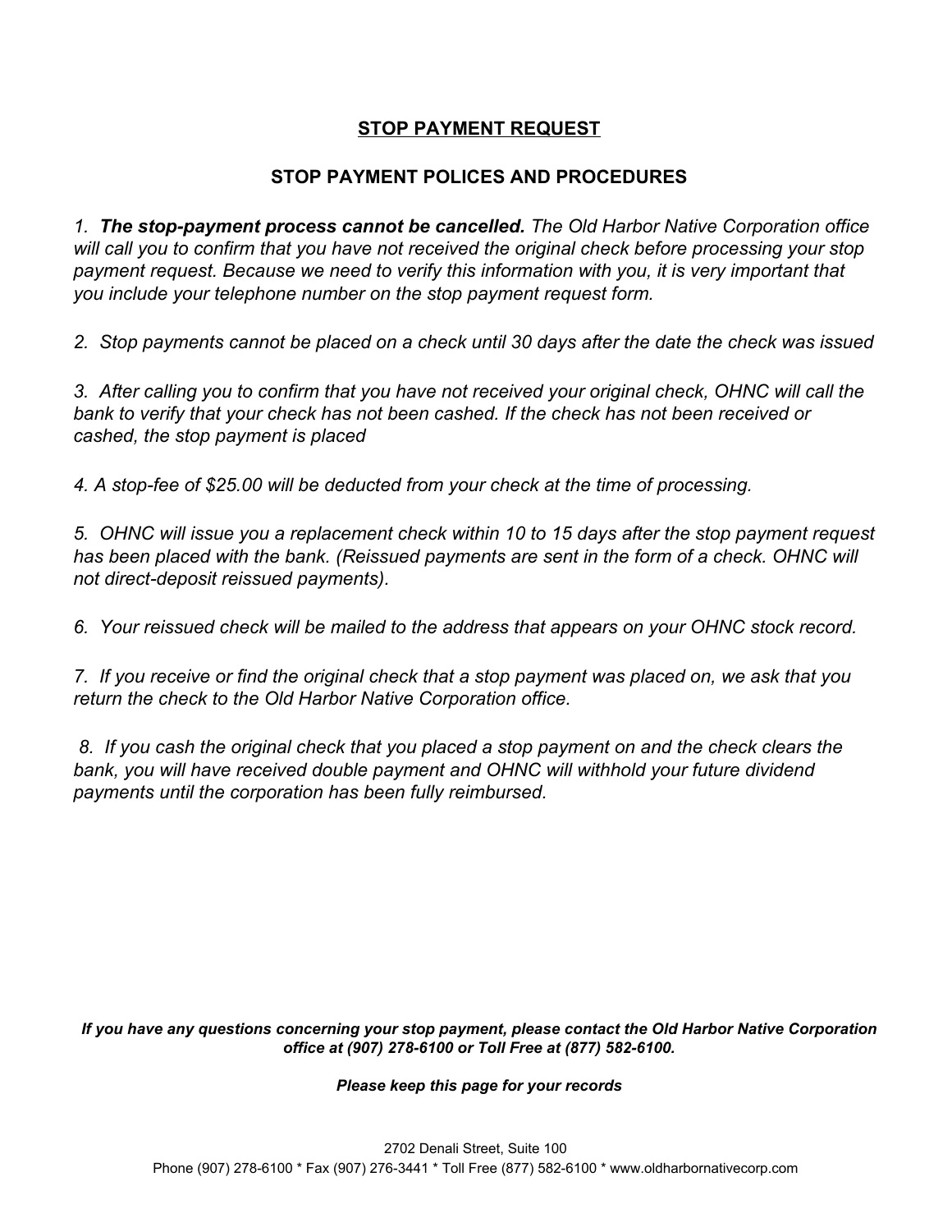## STOP PAYMENT REQUEST

### STOP PAYMENT POLICES AND PROCEDURES

*1.* ***The stop-payment process cannot be cancelled.*** *The Old Harbor Native Corporation office will call you to confirm that you have not received the original check before processing your stop payment request. Because we need to verify this information with you, it is very important that you include your telephone number on the stop payment request form.*

*2. Stop payments cannot be placed on a check until 30 days after the date the check was issued*

*3. After calling you to confirm that you have not received your original check, OHNC will call the bank to verify that your check has not been cashed. If the check has not been received or cashed, the stop payment is placed*

*4. A stop-fee of $25.00 will be deducted from your check at the time of processing.*

*5. OHNC will issue you a replacement check within 10 to 15 days after the stop payment request has been placed with the bank. (Reissued payments are sent in the form of a check. OHNC will not direct-deposit reissued payments).*

*6. Your reissued check will be mailed to the address that appears on your OHNC stock record.*

*7. If you receive or find the original check that a stop payment was placed on, we ask that you return the check to the Old Harbor Native Corporation office.*

*8. If you cash the original check that you placed a stop payment on and the check clears the bank, you will have received double payment and OHNC will withhold your future dividend payments until the corporation has been fully reimbursed.*

***If you have any questions concerning your stop payment, please contact the Old Harbor Native Corporation office at (907) 278-6100 or Toll Free at (877) 582-6100.***

***Please keep this page for your records***

2702 Denali Street, Suite 100
Phone (907) 278-6100 * Fax (907) 276-3441 * Toll Free (877) 582-6100 * www.oldharbornativecorp.com